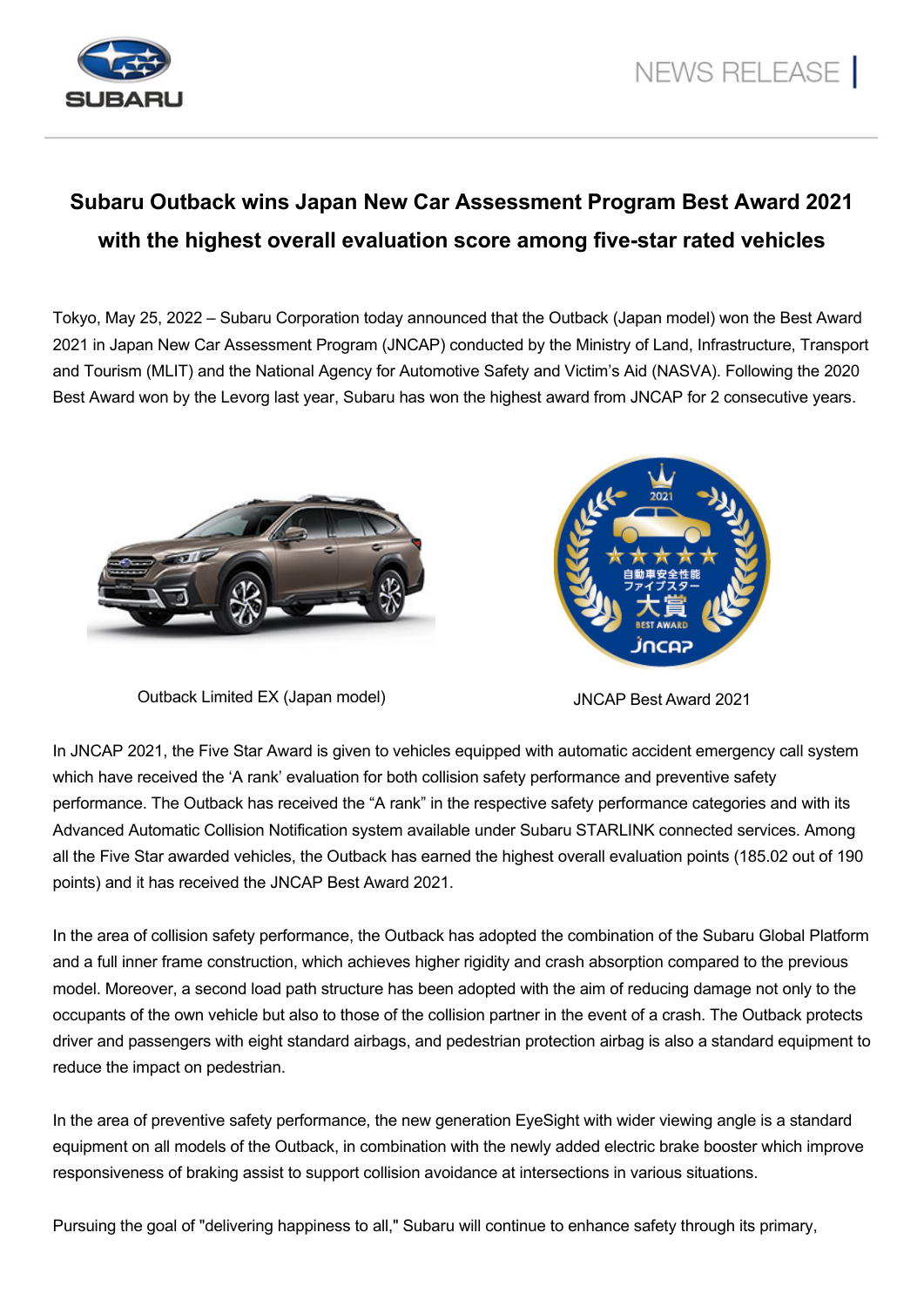NEWS RELEASE

# Subaru Outback wins Japan New Car Assessment Program Best Award 2021 with the highest overall evaluation score among five-star rated vehicles

Tokyo, May 25, 2022 – Subaru Corporation today announced that the Outback (Japan model) won the Best Award 2021 in Japan New Car Assessment Program (JNCAP) conducted by the Ministry of Land, Infrastructure, Transport and Tourism (MLIT) and the National Agency for Automotive Safety and Victim's Aid (NASVA). Following the 2020 Best Award won by the Levorg last year, Subaru has won the highest award from JNCAP for 2 consecutive years.

Outback Limited EX (Japan model)

JNCAP Best Award 2021

In JNCAP 2021, the Five Star Award is given to vehicles equipped with automatic accident emergency call system which have received the 'A rank' evaluation for both collision safety performance and preventive safety performance. The Outback has received the "A rank" in the respective safety performance categories and with its Advanced Automatic Collision Notification system available under Subaru STARLINK connected services. Among all the Five Star awarded vehicles, the Outback has earned the highest overall evaluation points (185.02 out of 190 points) and it has received the JNCAP Best Award 2021.

In the area of collision safety performance, the Outback has adopted the combination of the Subaru Global Platform and a full inner frame construction, which achieves higher rigidity and crash absorption compared to the previous model. Moreover, a second load path structure has been adopted with the aim of reducing damage not only to the occupants of the own vehicle but also to those of the collision partner in the event of a crash. The Outback protects driver and passengers with eight standard airbags, and pedestrian protection airbag is also a standard equipment to reduce the impact on pedestrian.

In the area of preventive safety performance, the new generation EyeSight with wider viewing angle is a standard equipment on all models of the Outback, in combination with the newly added electric brake booster which improve responsiveness of braking assist to support collision avoidance at intersections in various situations.

Pursuing the goal of "delivering happiness to all," Subaru will continue to enhance safety through its primary,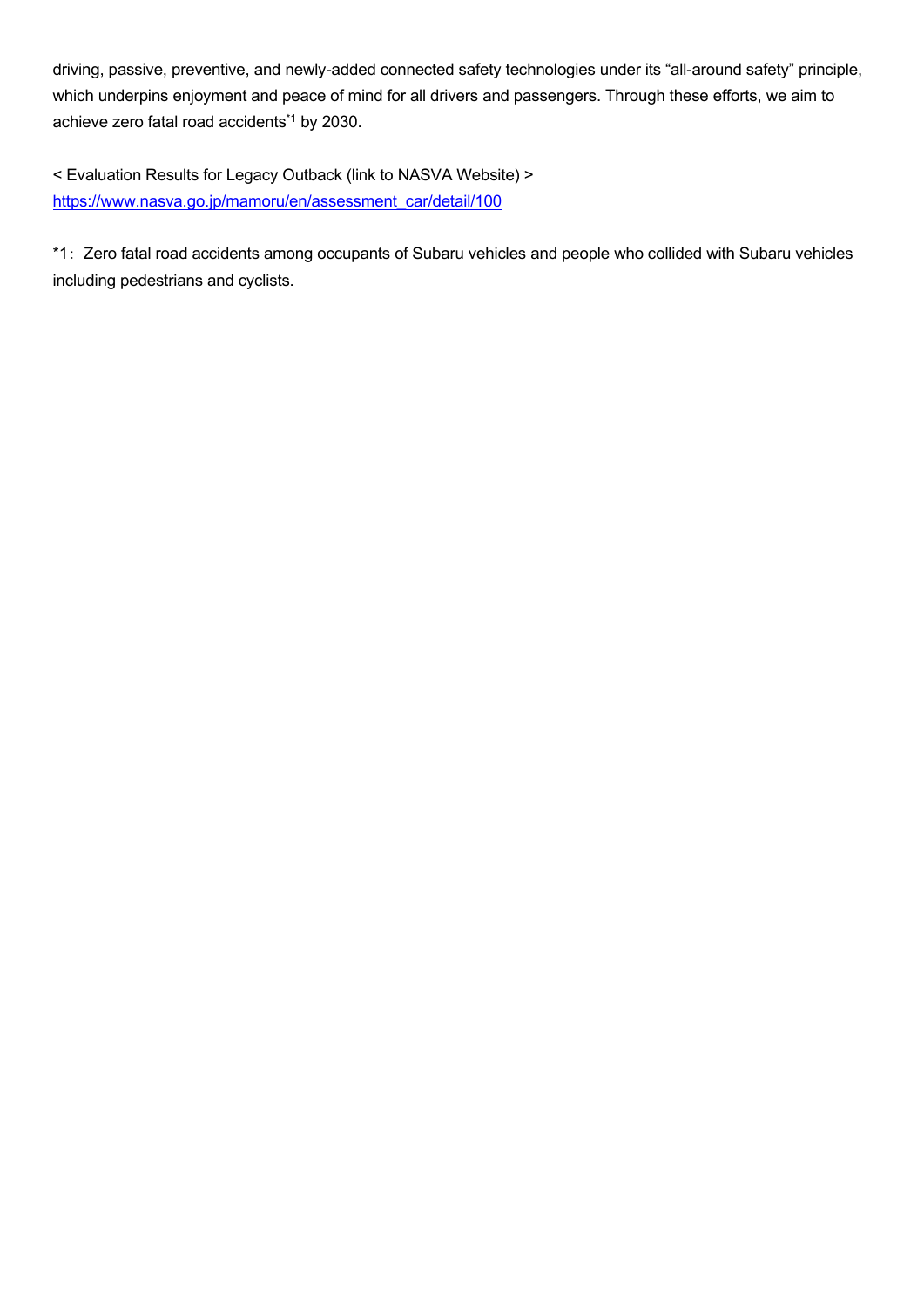driving, passive, preventive, and newly-added connected safety technologies under its “all-around safety” principle, which underpins enjoyment and peace of mind for all drivers and passengers. Through these efforts, we aim to achieve zero fatal road accidents[*1] by 2030.

< Evaluation Results for Legacy Outback (link to NASVA Website) >
https://www.nasva.go.jp/mamoru/en/assessment_car/detail/100

*1：Zero fatal road accidents among occupants of Subaru vehicles and people who collided with Subaru vehicles including pedestrians and cyclists.